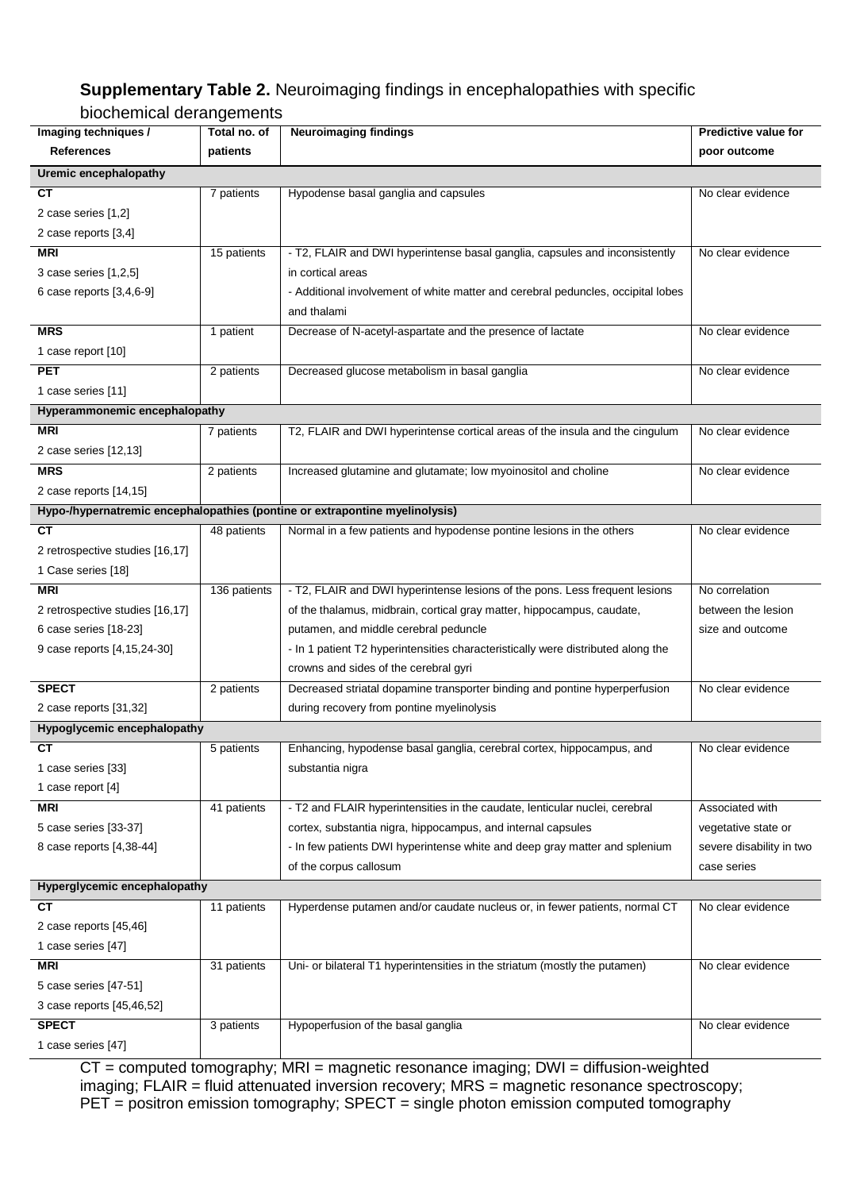**Supplementary Table 2.** Neuroimaging findings in encephalopathies with specific biochemical derangements

| Imaging techniques / References | Total no. of patients | Neuroimaging findings | Predictive value for poor outcome |
|---|---|---|---|
| **Uremic encephalopathy** | | | |
| **CT**<br>2 case series [1,2]<br>2 case reports [3,4] | 7 patients | Hypodense basal ganglia and capsules | No clear evidence |
| **MRI**<br>3 case series [1,2,5]<br>6 case reports [3,4,6-9] | 15 patients | - T2, FLAIR and DWI hyperintense basal ganglia, capsules and inconsistently in cortical areas<br>- Additional involvement of white matter and cerebral peduncles, occipital lobes and thalami | No clear evidence |
| **MRS**<br>1 case report [10] | 1 patient | Decrease of N-acetyl-aspartate and the presence of lactate | No clear evidence |
| **PET**<br>1 case series [11] | 2 patients | Decreased glucose metabolism in basal ganglia | No clear evidence |
| **Hyperammonemic encephalopathy** | | | |
| **MRI**<br>2 case series [12,13] | 7 patients | T2, FLAIR and DWI hyperintense cortical areas of the insula and the cingulum | No clear evidence |
| **MRS**<br>2 case reports [14,15] | 2 patients | Increased glutamine and glutamate; low myoinositol and choline | No clear evidence |
| **Hypo-/hypernatremic encephalopathies (pontine or extrapontine myelinolysis)** | | | |
| **CT**<br>2 retrospective studies [16,17]<br>1 Case series [18] | 48 patients | Normal in a few patients and hypodense pontine lesions in the others | No clear evidence |
| **MRI**<br>2 retrospective studies [16,17]<br>6 case series [18-23]<br>9 case reports [4,15,24-30] | 136 patients | - T2, FLAIR and DWI hyperintense lesions of the pons. Less frequent lesions of the thalamus, midbrain, cortical gray matter, hippocampus, caudate, putamen, and middle cerebral peduncle<br>- In 1 patient T2 hyperintensities characteristically were distributed along the crowns and sides of the cerebral gyri | No correlation between the lesion size and outcome |
| **SPECT**<br>2 case reports [31,32] | 2 patients | Decreased striatal dopamine transporter binding and pontine hyperperfusion during recovery from pontine myelinolysis | No clear evidence |
| **Hypoglycemic encephalopathy** | | | |
| **CT**<br>1 case series [33]<br>1 case report [4] | 5 patients | Enhancing, hypodense basal ganglia, cerebral cortex, hippocampus, and substantia nigra | No clear evidence |
| **MRI**<br>5 case series [33-37]<br>8 case reports [4,38-44] | 41 patients | - T2 and FLAIR hyperintensities in the caudate, lenticular nuclei, cerebral cortex, substantia nigra, hippocampus, and internal capsules<br>- In few patients DWI hyperintense white and deep gray matter and splenium of the corpus callosum | Associated with vegetative state or severe disability in two case series |
| **Hyperglycemic encephalopathy** | | | |
| **CT**<br>2 case reports [45,46]<br>1 case series [47] | 11 patients | Hyperdense putamen and/or caudate nucleus or, in fewer patients, normal CT | No clear evidence |
| **MRI**<br>5 case series [47-51]<br>3 case reports [45,46,52] | 31 patients | Uni- or bilateral T1 hyperintensities in the striatum (mostly the putamen) | No clear evidence |
| **SPECT**<br>1 case series [47] | 3 patients | Hypoperfusion of the basal ganglia | No clear evidence |

CT = computed tomography; MRI = magnetic resonance imaging; DWI = diffusion-weighted imaging; FLAIR = fluid attenuated inversion recovery; MRS = magnetic resonance spectroscopy; PET = positron emission tomography; SPECT = single photon emission computed tomography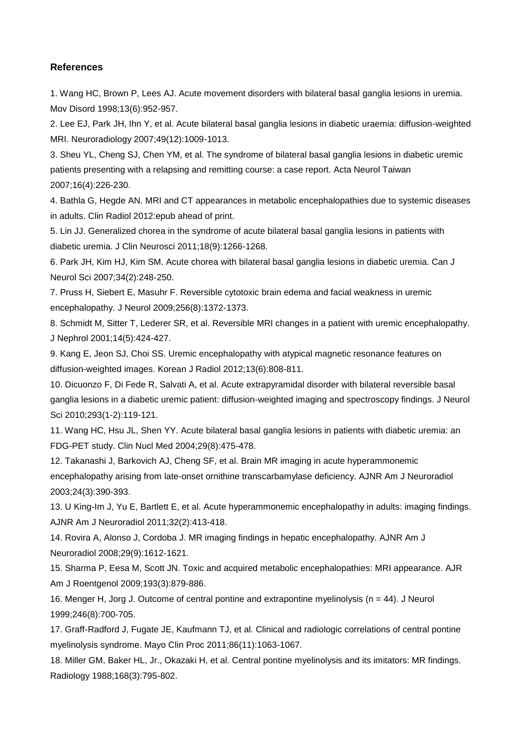## References

1. Wang HC, Brown P, Lees AJ. Acute movement disorders with bilateral basal ganglia lesions in uremia. Mov Disord 1998;13(6):952-957.
2. Lee EJ, Park JH, Ihn Y, et al. Acute bilateral basal ganglia lesions in diabetic uraemia: diffusion-weighted MRI. Neuroradiology 2007;49(12):1009-1013.
3. Sheu YL, Cheng SJ, Chen YM, et al. The syndrome of bilateral basal ganglia lesions in diabetic uremic patients presenting with a relapsing and remitting course: a case report. Acta Neurol Taiwan 2007;16(4):226-230.
4. Bathla G, Hegde AN. MRI and CT appearances in metabolic encephalopathies due to systemic diseases in adults. Clin Radiol 2012:epub ahead of print.
5. Lin JJ. Generalized chorea in the syndrome of acute bilateral basal ganglia lesions in patients with diabetic uremia. J Clin Neurosci 2011;18(9):1266-1268.
6. Park JH, Kim HJ, Kim SM. Acute chorea with bilateral basal ganglia lesions in diabetic uremia. Can J Neurol Sci 2007;34(2):248-250.
7. Pruss H, Siebert E, Masuhr F. Reversible cytotoxic brain edema and facial weakness in uremic encephalopathy. J Neurol 2009;256(8):1372-1373.
8. Schmidt M, Sitter T, Lederer SR, et al. Reversible MRI changes in a patient with uremic encephalopathy. J Nephrol 2001;14(5):424-427.
9. Kang E, Jeon SJ, Choi SS. Uremic encephalopathy with atypical magnetic resonance features on diffusion-weighted images. Korean J Radiol 2012;13(6):808-811.
10. Dicuonzo F, Di Fede R, Salvati A, et al. Acute extrapyramidal disorder with bilateral reversible basal ganglia lesions in a diabetic uremic patient: diffusion-weighted imaging and spectroscopy findings. J Neurol Sci 2010;293(1-2):119-121.
11. Wang HC, Hsu JL, Shen YY. Acute bilateral basal ganglia lesions in patients with diabetic uremia: an FDG-PET study. Clin Nucl Med 2004;29(8):475-478.
12. Takanashi J, Barkovich AJ, Cheng SF, et al. Brain MR imaging in acute hyperammonemic encephalopathy arising from late-onset ornithine transcarbamylase deficiency. AJNR Am J Neuroradiol 2003;24(3):390-393.
13. U King-Im J, Yu E, Bartlett E, et al. Acute hyperammonemic encephalopathy in adults: imaging findings. AJNR Am J Neuroradiol 2011;32(2):413-418.
14. Rovira A, Alonso J, Cordoba J. MR imaging findings in hepatic encephalopathy. AJNR Am J Neuroradiol 2008;29(9):1612-1621.
15. Sharma P, Eesa M, Scott JN. Toxic and acquired metabolic encephalopathies: MRI appearance. AJR Am J Roentgenol 2009;193(3):879-886.
16. Menger H, Jorg J. Outcome of central pontine and extrapontine myelinolysis (n = 44). J Neurol 1999;246(8):700-705.
17. Graff-Radford J, Fugate JE, Kaufmann TJ, et al. Clinical and radiologic correlations of central pontine myelinolysis syndrome. Mayo Clin Proc 2011;86(11):1063-1067.
18. Miller GM, Baker HL, Jr., Okazaki H, et al. Central pontine myelinolysis and its imitators: MR findings. Radiology 1988;168(3):795-802.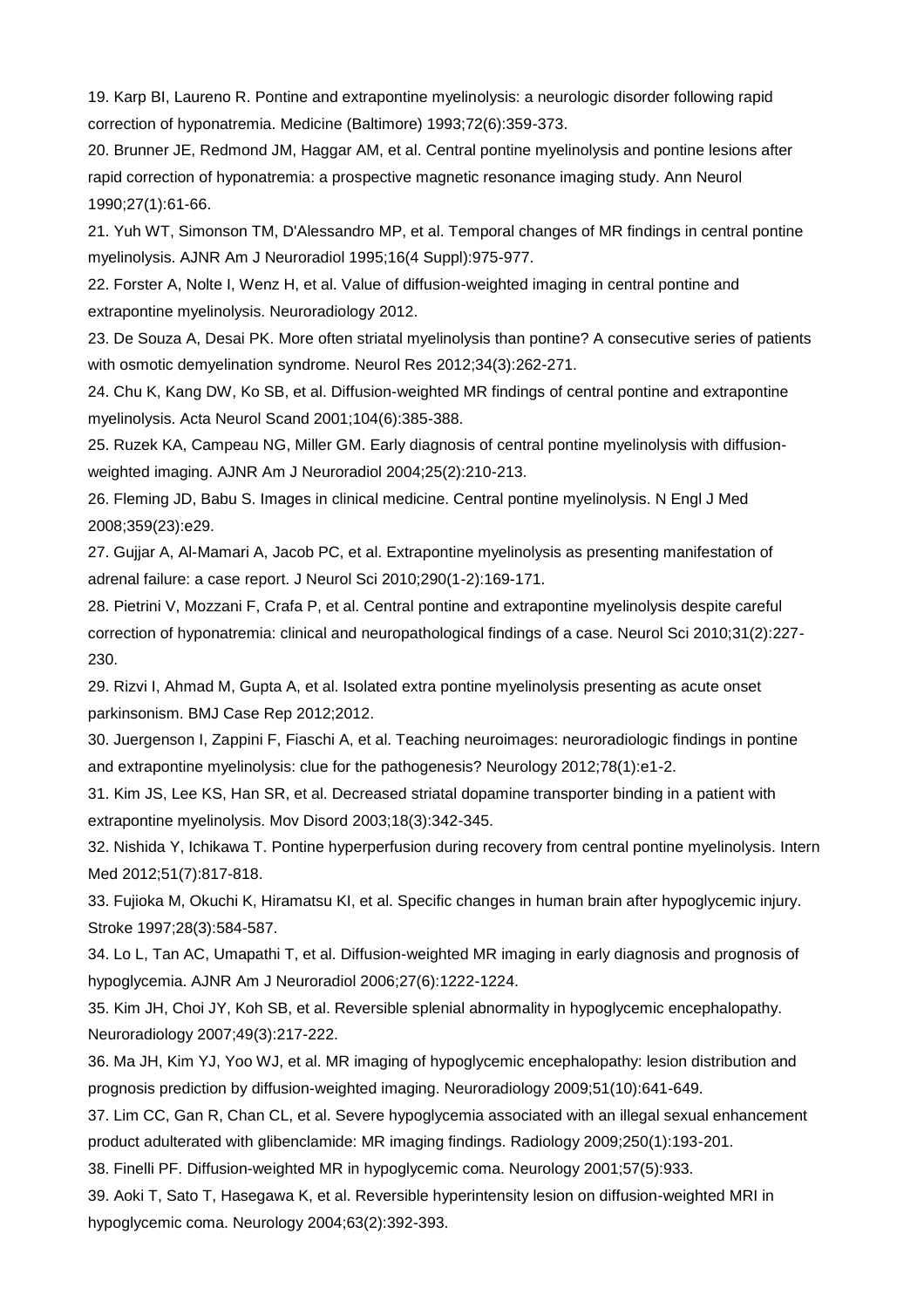19. Karp BI, Laureno R. Pontine and extrapontine myelinolysis: a neurologic disorder following rapid correction of hyponatremia. Medicine (Baltimore) 1993;72(6):359-373.

20. Brunner JE, Redmond JM, Haggar AM, et al. Central pontine myelinolysis and pontine lesions after rapid correction of hyponatremia: a prospective magnetic resonance imaging study. Ann Neurol 1990;27(1):61-66.

21. Yuh WT, Simonson TM, D'Alessandro MP, et al. Temporal changes of MR findings in central pontine myelinolysis. AJNR Am J Neuroradiol 1995;16(4 Suppl):975-977.

22. Forster A, Nolte I, Wenz H, et al. Value of diffusion-weighted imaging in central pontine and extrapontine myelinolysis. Neuroradiology 2012.

23. De Souza A, Desai PK. More often striatal myelinolysis than pontine? A consecutive series of patients with osmotic demyelination syndrome. Neurol Res 2012;34(3):262-271.

24. Chu K, Kang DW, Ko SB, et al. Diffusion-weighted MR findings of central pontine and extrapontine myelinolysis. Acta Neurol Scand 2001;104(6):385-388.

25. Ruzek KA, Campeau NG, Miller GM. Early diagnosis of central pontine myelinolysis with diffusion-weighted imaging. AJNR Am J Neuroradiol 2004;25(2):210-213.

26. Fleming JD, Babu S. Images in clinical medicine. Central pontine myelinolysis. N Engl J Med 2008;359(23):e29.

27. Gujjar A, Al-Mamari A, Jacob PC, et al. Extrapontine myelinolysis as presenting manifestation of adrenal failure: a case report. J Neurol Sci 2010;290(1-2):169-171.

28. Pietrini V, Mozzani F, Crafa P, et al. Central pontine and extrapontine myelinolysis despite careful correction of hyponatremia: clinical and neuropathological findings of a case. Neurol Sci 2010;31(2):227-230.

29. Rizvi I, Ahmad M, Gupta A, et al. Isolated extra pontine myelinolysis presenting as acute onset parkinsonism. BMJ Case Rep 2012;2012.

30. Juergenson I, Zappini F, Fiaschi A, et al. Teaching neuroimages: neuroradiologic findings in pontine and extrapontine myelinolysis: clue for the pathogenesis? Neurology 2012;78(1):e1-2.

31. Kim JS, Lee KS, Han SR, et al. Decreased striatal dopamine transporter binding in a patient with extrapontine myelinolysis. Mov Disord 2003;18(3):342-345.

32. Nishida Y, Ichikawa T. Pontine hyperperfusion during recovery from central pontine myelinolysis. Intern Med 2012;51(7):817-818.

33. Fujioka M, Okuchi K, Hiramatsu KI, et al. Specific changes in human brain after hypoglycemic injury. Stroke 1997;28(3):584-587.

34. Lo L, Tan AC, Umapathi T, et al. Diffusion-weighted MR imaging in early diagnosis and prognosis of hypoglycemia. AJNR Am J Neuroradiol 2006;27(6):1222-1224.

35. Kim JH, Choi JY, Koh SB, et al. Reversible splenial abnormality in hypoglycemic encephalopathy. Neuroradiology 2007;49(3):217-222.

36. Ma JH, Kim YJ, Yoo WJ, et al. MR imaging of hypoglycemic encephalopathy: lesion distribution and prognosis prediction by diffusion-weighted imaging. Neuroradiology 2009;51(10):641-649.

37. Lim CC, Gan R, Chan CL, et al. Severe hypoglycemia associated with an illegal sexual enhancement product adulterated with glibenclamide: MR imaging findings. Radiology 2009;250(1):193-201.

38. Finelli PF. Diffusion-weighted MR in hypoglycemic coma. Neurology 2001;57(5):933.

39. Aoki T, Sato T, Hasegawa K, et al. Reversible hyperintensity lesion on diffusion-weighted MRI in hypoglycemic coma. Neurology 2004;63(2):392-393.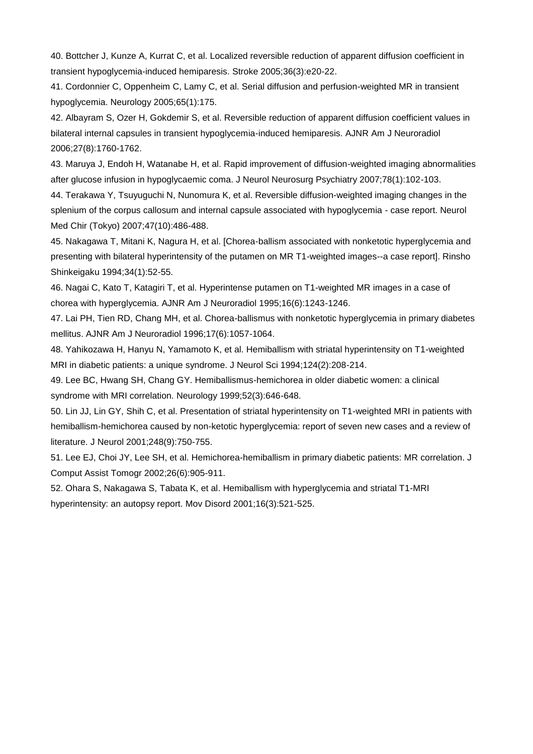40. Bottcher J, Kunze A, Kurrat C, et al. Localized reversible reduction of apparent diffusion coefficient in transient hypoglycemia-induced hemiparesis. Stroke 2005;36(3):e20-22.

41. Cordonnier C, Oppenheim C, Lamy C, et al. Serial diffusion and perfusion-weighted MR in transient hypoglycemia. Neurology 2005;65(1):175.

42. Albayram S, Ozer H, Gokdemir S, et al. Reversible reduction of apparent diffusion coefficient values in bilateral internal capsules in transient hypoglycemia-induced hemiparesis. AJNR Am J Neuroradiol 2006;27(8):1760-1762.

43. Maruya J, Endoh H, Watanabe H, et al. Rapid improvement of diffusion-weighted imaging abnormalities after glucose infusion in hypoglycaemic coma. J Neurol Neurosurg Psychiatry 2007;78(1):102-103.

44. Terakawa Y, Tsuyuguchi N, Nunomura K, et al. Reversible diffusion-weighted imaging changes in the splenium of the corpus callosum and internal capsule associated with hypoglycemia - case report. Neurol Med Chir (Tokyo) 2007;47(10):486-488.

45. Nakagawa T, Mitani K, Nagura H, et al. [Chorea-ballism associated with nonketotic hyperglycemia and presenting with bilateral hyperintensity of the putamen on MR T1-weighted images--a case report]. Rinsho Shinkeigaku 1994;34(1):52-55.

46. Nagai C, Kato T, Katagiri T, et al. Hyperintense putamen on T1-weighted MR images in a case of chorea with hyperglycemia. AJNR Am J Neuroradiol 1995;16(6):1243-1246.

47. Lai PH, Tien RD, Chang MH, et al. Chorea-ballismus with nonketotic hyperglycemia in primary diabetes mellitus. AJNR Am J Neuroradiol 1996;17(6):1057-1064.

48. Yahikozawa H, Hanyu N, Yamamoto K, et al. Hemiballism with striatal hyperintensity on T1-weighted MRI in diabetic patients: a unique syndrome. J Neurol Sci 1994;124(2):208-214.

49. Lee BC, Hwang SH, Chang GY. Hemiballismus-hemichorea in older diabetic women: a clinical syndrome with MRI correlation. Neurology 1999;52(3):646-648.

50. Lin JJ, Lin GY, Shih C, et al. Presentation of striatal hyperintensity on T1-weighted MRI in patients with hemiballism-hemichorea caused by non-ketotic hyperglycemia: report of seven new cases and a review of literature. J Neurol 2001;248(9):750-755.

51. Lee EJ, Choi JY, Lee SH, et al. Hemichorea-hemiballism in primary diabetic patients: MR correlation. J Comput Assist Tomogr 2002;26(6):905-911.

52. Ohara S, Nakagawa S, Tabata K, et al. Hemiballism with hyperglycemia and striatal T1-MRI hyperintensity: an autopsy report. Mov Disord 2001;16(3):521-525.